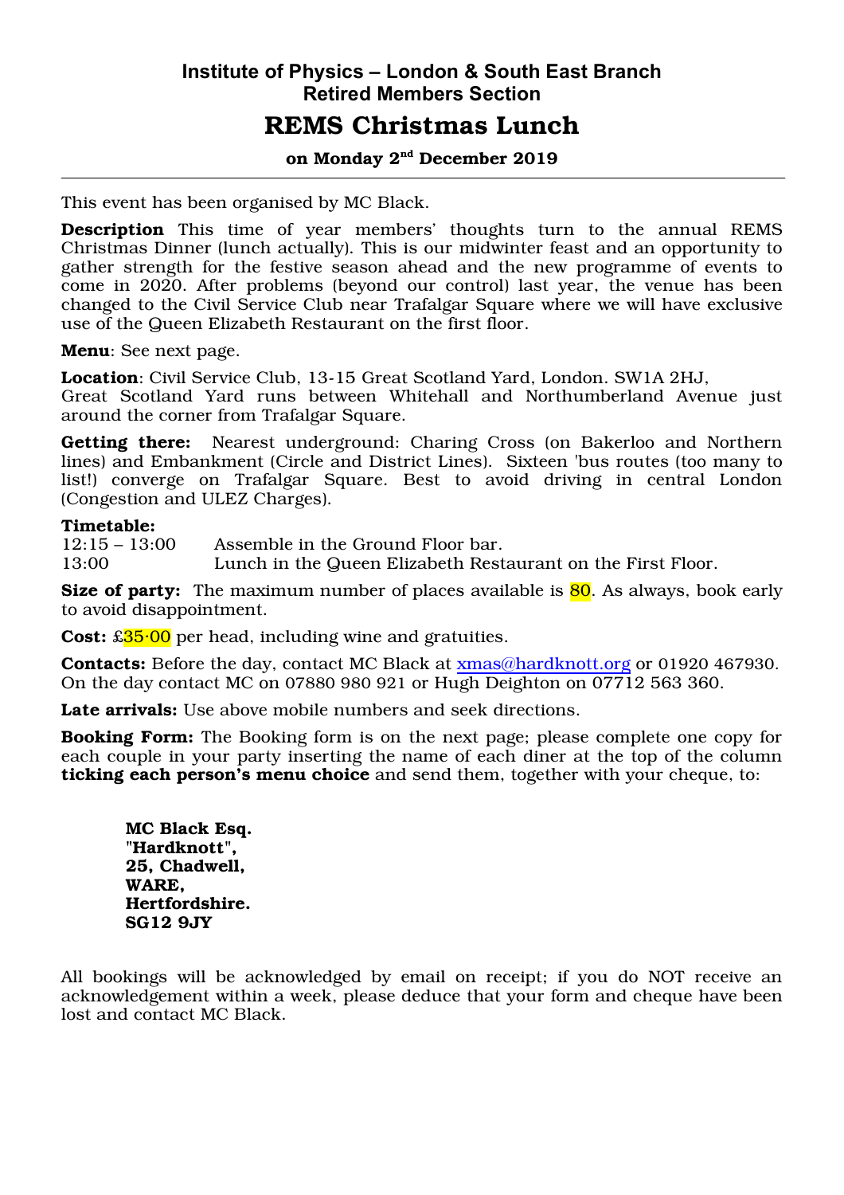**Institute of Physics – London & South East Branch**
**Retired Members Section**

# REMS Christmas Lunch

**on Monday 2nd December 2019**

---

This event has been organised by MC Black.

**Description** This time of year members' thoughts turn to the annual REMS Christmas Dinner (lunch actually). This is our midwinter feast and an opportunity to gather strength for the festive season ahead and the new programme of events to come in 2020. After problems (beyond our control) last year, the venue has been changed to the Civil Service Club near Trafalgar Square where we will have exclusive use of the Queen Elizabeth Restaurant on the first floor.

**Menu**: See next page.

**Location**: Civil Service Club, 13-15 Great Scotland Yard, London. SW1A 2HJ,
Great Scotland Yard runs between Whitehall and Northumberland Avenue just around the corner from Trafalgar Square.

**Getting there:** Nearest underground: Charing Cross (on Bakerloo and Northern lines) and Embankment (Circle and District Lines). Sixteen 'bus routes (too many to list!) converge on Trafalgar Square. Best to avoid driving in central London (Congestion and ULEZ Charges).

**Timetable:**

| | |
|---|---|
| 12:15 – 13:00 | Assemble in the Ground Floor bar. |
| 13:00 | Lunch in the Queen Elizabeth Restaurant on the First Floor. |

**Size of party:** The maximum number of places available is 80. As always, book early to avoid disappointment.

**Cost:** £35·00 per head, including wine and gratuities.

**Contacts:** Before the day, contact MC Black at xmas@hardknott.org or 01920 467930. On the day contact MC on 07880 980 921 or Hugh Deighton on 07712 563 360.

**Late arrivals:** Use above mobile numbers and seek directions.

**Booking Form:** The Booking form is on the next page; please complete one copy for each couple in your party inserting the name of each diner at the top of the column **ticking each person's menu choice** and send them, together with your cheque, to:

**MC Black Esq.**
**"Hardknott",**
**25, Chadwell,**
**WARE,**
**Hertfordshire.**
**SG12 9JY**

All bookings will be acknowledged by email on receipt; if you do NOT receive an acknowledgement within a week, please deduce that your form and cheque have been lost and contact MC Black.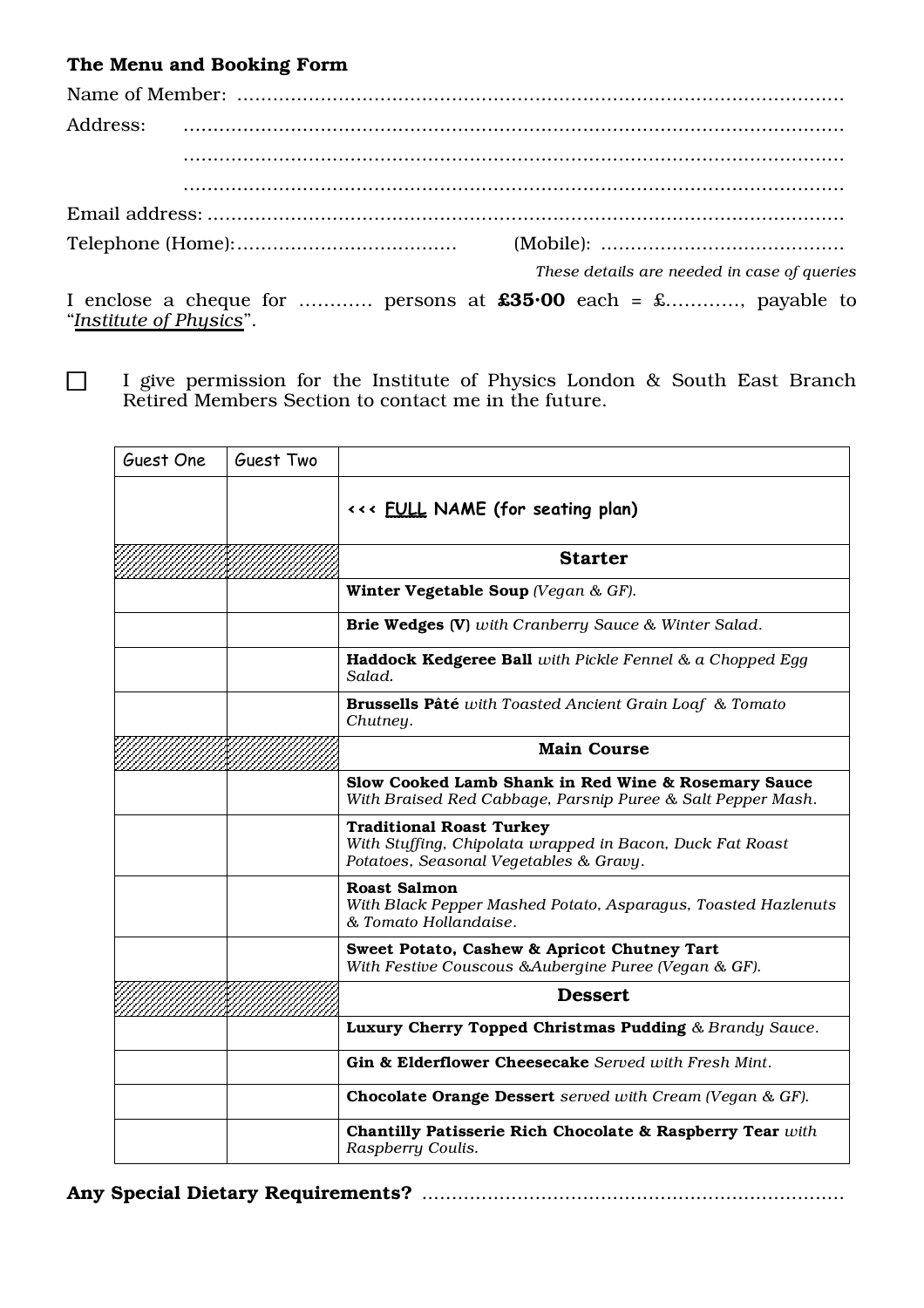**The Menu and Booking Form**

Name of Member: ..........................................................................................

Address: ..........................................................................................

..........................................................................................

..........................................................................................

Email address: ..........................................................................................

Telephone (Home):.................................... (Mobile): ........................................

*These details are needed in case of queries*

I enclose a cheque for ............ persons at **£35·00** each = £............, payable to "*Institute of Physics*".

☐ I give permission for the Institute of Physics London & South East Branch Retired Members Section to contact me in the future.

| Guest One | Guest Two | |
|---|---|---|
| | | <<< FULL NAME (for seating plan) |
| | | **Starter** |
| | | **Winter Vegetable Soup** *(Vegan & GF).* |
| | | **Brie Wedges (V)** *with Cranberry Sauce & Winter Salad.* |
| | | **Haddock Kedgeree Ball** *with Pickle Fennel & a Chopped Egg Salad.* |
| | | **Brussells Pâté** *with Toasted Ancient Grain Loaf & Tomato Chutney.* |
| | | **Main Course** |
| | | **Slow Cooked Lamb Shank in Red Wine & Rosemary Sauce** *With Braised Red Cabbage, Parsnip Puree & Salt Pepper Mash.* |
| | | **Traditional Roast Turkey** *With Stuffing, Chipolata wrapped in Bacon, Duck Fat Roast Potatoes, Seasonal Vegetables & Gravy.* |
| | | **Roast Salmon** *With Black Pepper Mashed Potato, Asparagus, Toasted Hazlenuts & Tomato Hollandaise.* |
| | | **Sweet Potato, Cashew & Apricot Chutney Tart** *With Festive Couscous &Aubergine Puree (Vegan & GF).* |
| | | **Dessert** |
| | | **Luxury Cherry Topped Christmas Pudding** *& Brandy Sauce.* |
| | | **Gin & Elderflower Cheesecake** *Served with Fresh Mint.* |
| | | **Chocolate Orange Dessert** *served with Cream (Vegan & GF).* |
| | | **Chantilly Patisserie Rich Chocolate & Raspberry Tear** *with Raspberry Coulis.* |

**Any Special Dietary Requirements?** ..........................................................................